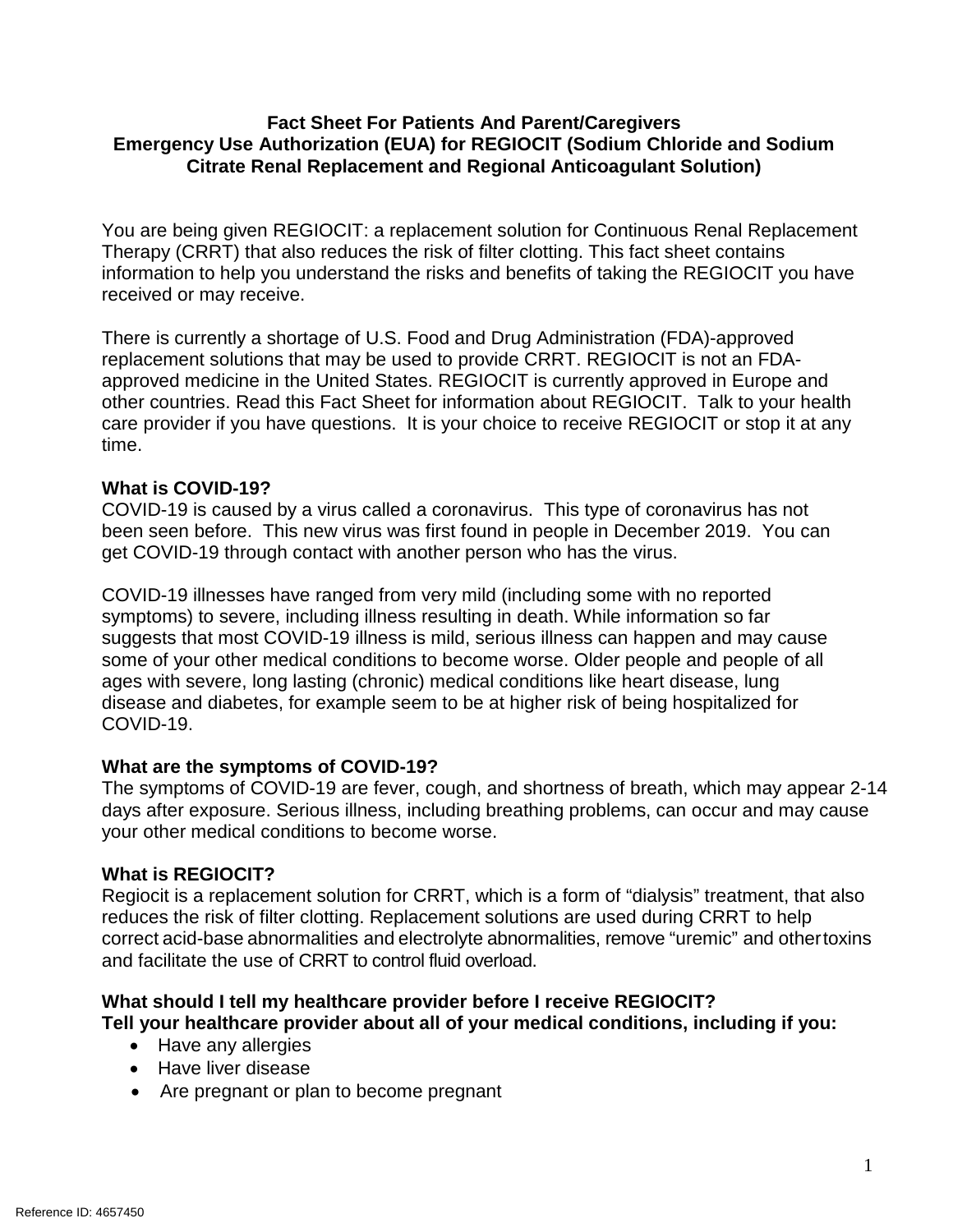# Fact Sheet For Patients And Parent/Caregivers
## Emergency Use Authorization (EUA) for REGIOCIT (Sodium Chloride and Sodium Citrate Renal Replacement and Regional Anticoagulant Solution)

You are being given REGIOCIT: a replacement solution for Continuous Renal Replacement Therapy (CRRT) that also reduces the risk of filter clotting. This fact sheet contains information to help you understand the risks and benefits of taking the REGIOCIT you have received or may receive.

There is currently a shortage of U.S. Food and Drug Administration (FDA)-approved replacement solutions that may be used to provide CRRT. REGIOCIT is not an FDA-approved medicine in the United States. REGIOCIT is currently approved in Europe and other countries. Read this Fact Sheet for information about REGIOCIT. Talk to your health care provider if you have questions. It is your choice to receive REGIOCIT or stop it at any time.

**What is COVID-19?**
COVID-19 is caused by a virus called a coronavirus. This type of coronavirus has not been seen before. This new virus was first found in people in December 2019. You can get COVID-19 through contact with another person who has the virus.

COVID-19 illnesses have ranged from very mild (including some with no reported symptoms) to severe, including illness resulting in death. While information so far suggests that most COVID-19 illness is mild, serious illness can happen and may cause some of your other medical conditions to become worse. Older people and people of all ages with severe, long lasting (chronic) medical conditions like heart disease, lung disease and diabetes, for example seem to be at higher risk of being hospitalized for COVID-19.

**What are the symptoms of COVID-19?**
The symptoms of COVID-19 are fever, cough, and shortness of breath, which may appear 2-14 days after exposure. Serious illness, including breathing problems, can occur and may cause your other medical conditions to become worse.

**What is REGIOCIT?**
Regiocit is a replacement solution for CRRT, which is a form of "dialysis" treatment, that also reduces the risk of filter clotting. Replacement solutions are used during CRRT to help correct acid-base abnormalities and electrolyte abnormalities, remove "uremic" and other toxins and facilitate the use of CRRT to control fluid overload.

**What should I tell my healthcare provider before I receive REGIOCIT?**
**Tell your healthcare provider about all of your medical conditions, including if you:**

- Have any allergies
- Have liver disease
- Are pregnant or plan to become pregnant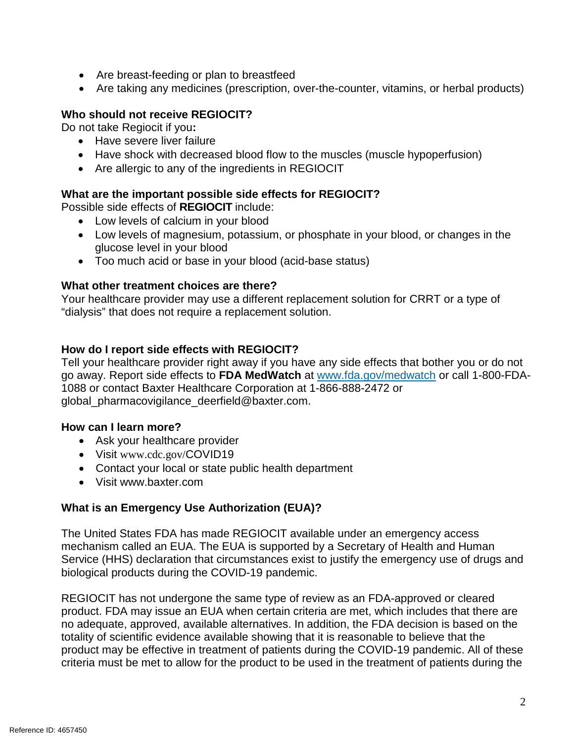- Are breast-feeding or plan to breastfeed
- Are taking any medicines (prescription, over-the-counter, vitamins, or herbal products)

### Who should not receive REGIOCIT?

Do not take Regiocit if you**:**

- Have severe liver failure
- Have shock with decreased blood flow to the muscles (muscle hypoperfusion)
- Are allergic to any of the ingredients in REGIOCIT

### What are the important possible side effects for REGIOCIT?

Possible side effects of **REGIOCIT** include:

- Low levels of calcium in your blood
- Low levels of magnesium, potassium, or phosphate in your blood, or changes in the glucose level in your blood
- Too much acid or base in your blood (acid-base status)

### What other treatment choices are there?

Your healthcare provider may use a different replacement solution for CRRT or a type of "dialysis" that does not require a replacement solution.

### How do I report side effects with REGIOCIT?

Tell your healthcare provider right away if you have any side effects that bother you or do not go away. Report side effects to **FDA MedWatch** at www.fda.gov/medwatch or call 1-800-FDA-1088 or contact Baxter Healthcare Corporation at 1-866-888-2472 or global_pharmacovigilance_deerfield@baxter.com.

### How can I learn more?

- Ask your healthcare provider
- Visit www.cdc.gov/COVID19
- Contact your local or state public health department
- Visit www.baxter.com

### What is an Emergency Use Authorization (EUA)?

The United States FDA has made REGIOCIT available under an emergency access mechanism called an EUA. The EUA is supported by a Secretary of Health and Human Service (HHS) declaration that circumstances exist to justify the emergency use of drugs and biological products during the COVID-19 pandemic.

REGIOCIT has not undergone the same type of review as an FDA-approved or cleared product. FDA may issue an EUA when certain criteria are met, which includes that there are no adequate, approved, available alternatives. In addition, the FDA decision is based on the totality of scientific evidence available showing that it is reasonable to believe that the product may be effective in treatment of patients during the COVID-19 pandemic. All of these criteria must be met to allow for the product to be used in the treatment of patients during the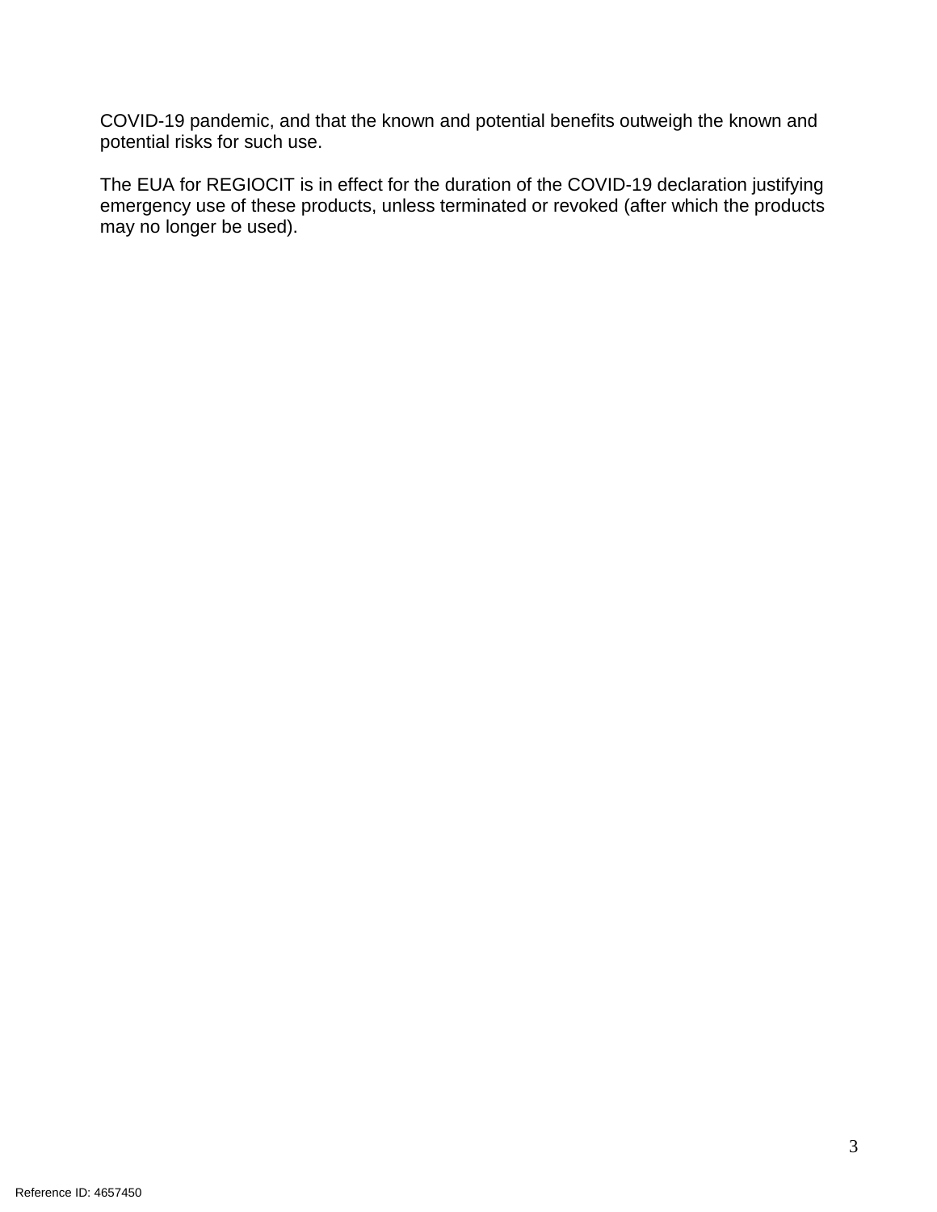COVID-19 pandemic, and that the known and potential benefits outweigh the known and potential risks for such use.

The EUA for REGIOCIT is in effect for the duration of the COVID-19 declaration justifying emergency use of these products, unless terminated or revoked (after which the products may no longer be used).